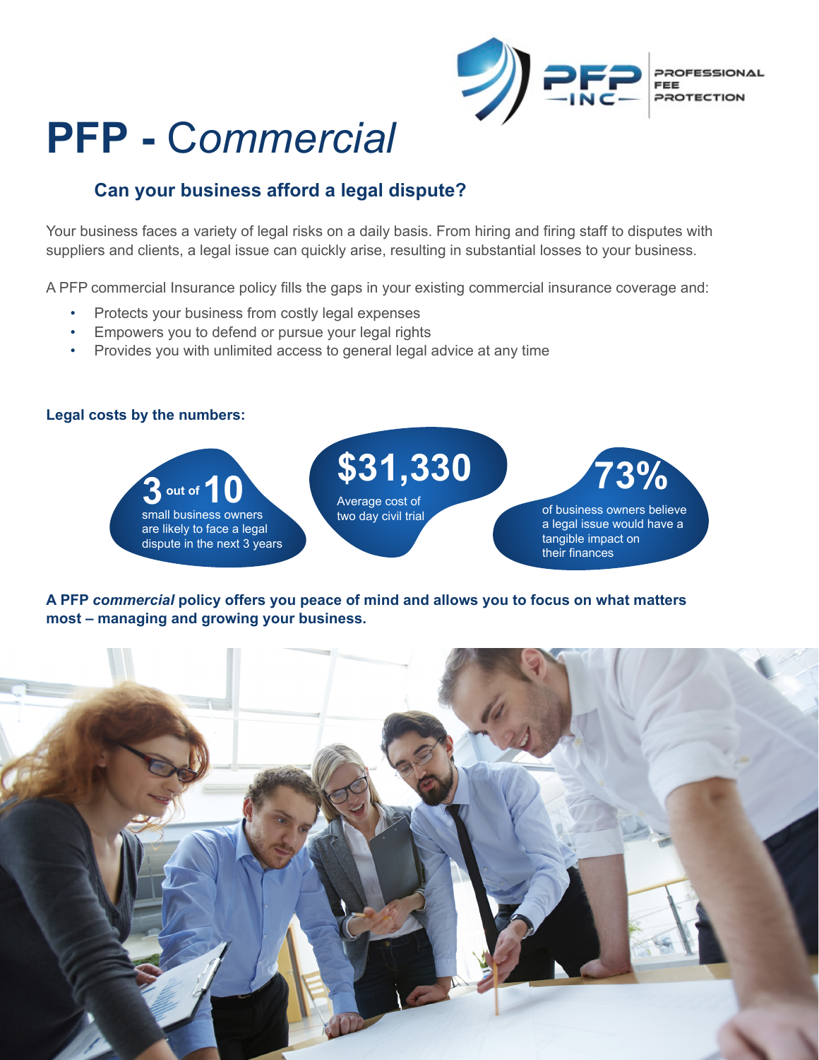PROFESSIONAL FEE PROTECTION

# PFP - *Commercial*

## Can your business afford a legal dispute?

Your business faces a variety of legal risks on a daily basis. From hiring and firing staff to disputes with suppliers and clients, a legal issue can quickly arise, resulting in substantial losses to your business.

A PFP commercial Insurance policy fills the gaps in your existing commercial insurance coverage and:

- Protects your business from costly legal expenses
- Empowers you to defend or pursue your legal rights
- Provides you with unlimited access to general legal advice at any time

**Legal costs by the numbers:**

**3 out of 10** small business owners are likely to face a legal dispute in the next 3 years

**$31,330** Average cost of two day civil trial

**73%** of business owners believe a legal issue would have a tangible impact on their finances

**A PFP *commercial* policy offers you peace of mind and allows you to focus on what matters most – managing and growing your business.**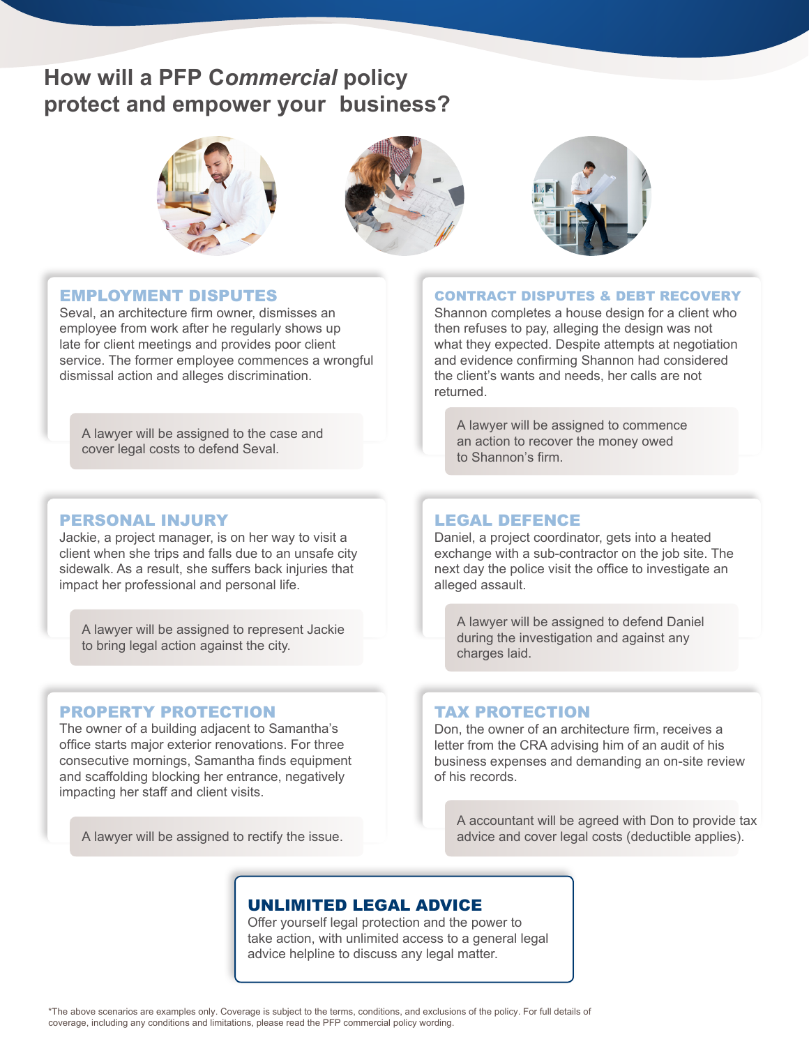# How will a PFP *Commercial* policy protect and empower your business?

## EMPLOYMENT DISPUTES

Seval, an architecture firm owner, dismisses an employee from work after he regularly shows up late for client meetings and provides poor client service. The former employee commences a wrongful dismissal action and alleges discrimination.

A lawyer will be assigned to the case and cover legal costs to defend Seval.

## CONTRACT DISPUTES & DEBT RECOVERY

Shannon completes a house design for a client who then refuses to pay, alleging the design was not what they expected. Despite attempts at negotiation and evidence confirming Shannon had considered the client's wants and needs, her calls are not returned.

A lawyer will be assigned to commence an action to recover the money owed to Shannon's firm.

## PERSONAL INJURY

Jackie, a project manager, is on her way to visit a client when she trips and falls due to an unsafe city sidewalk. As a result, she suffers back injuries that impact her professional and personal life.

A lawyer will be assigned to represent Jackie to bring legal action against the city.

## LEGAL DEFENCE

Daniel, a project coordinator, gets into a heated exchange with a sub-contractor on the job site. The next day the police visit the office to investigate an alleged assault.

A lawyer will be assigned to defend Daniel during the investigation and against any charges laid.

## PROPERTY PROTECTION

The owner of a building adjacent to Samantha's office starts major exterior renovations. For three consecutive mornings, Samantha finds equipment and scaffolding blocking her entrance, negatively impacting her staff and client visits.

A lawyer will be assigned to rectify the issue.

## TAX PROTECTION

Don, the owner of an architecture firm, receives a letter from the CRA advising him of an audit of his business expenses and demanding an on-site review of his records.

A accountant will be agreed with Don to provide tax advice and cover legal costs (deductible applies).

## UNLIMITED LEGAL ADVICE

Offer yourself legal protection and the power to take action, with unlimited access to a general legal advice helpline to discuss any legal matter.

*The above scenarios are examples only. Coverage is subject to the terms, conditions, and exclusions of the policy. For full details of coverage, including any conditions and limitations, please read the PFP commercial policy wording.